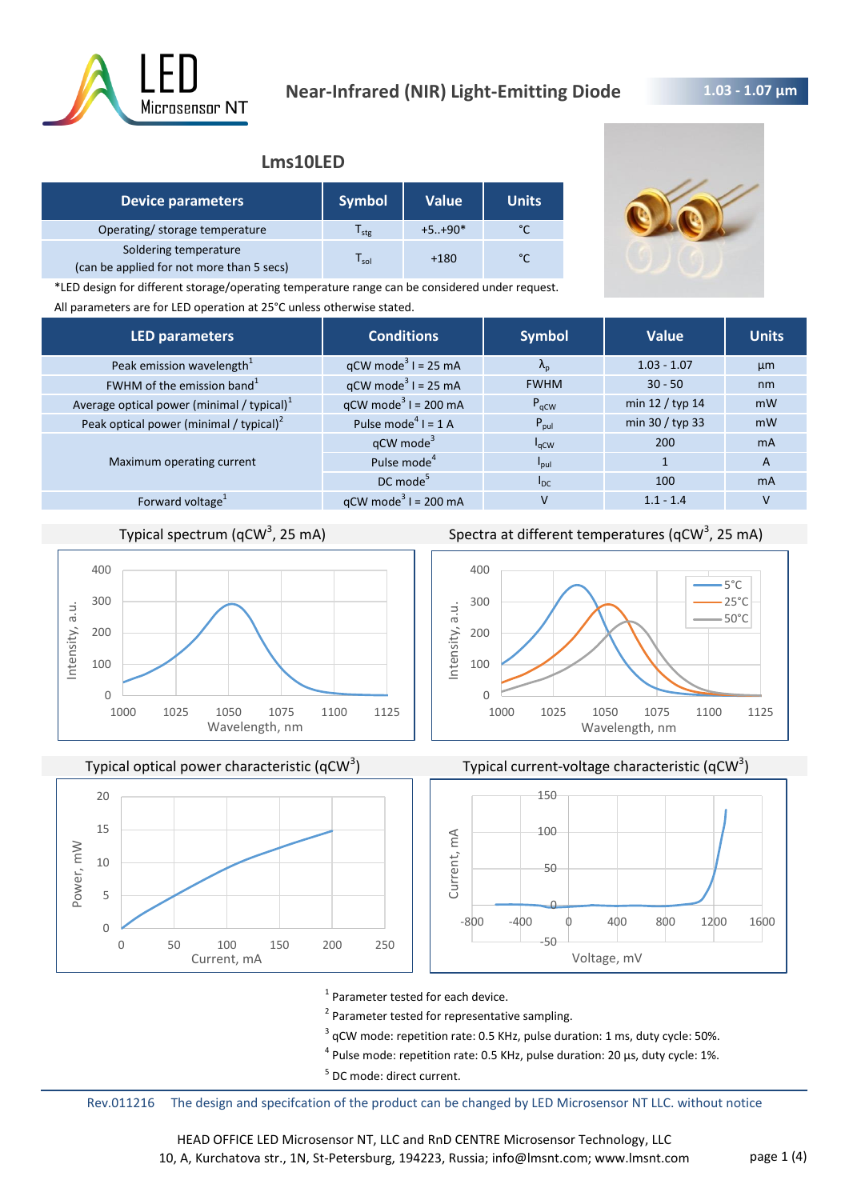# Near-Infrared (NIR) Light-Emitting Diode

1.03 - 1.07 µm

## Lms10LED

| Device parameters | Symbol | Value | Units |
|---|---|---|---|
| Operating/ storage temperature | $T_{stg}$ | +5..+90* | °C |
| Soldering temperature (can be applied for not more than 5 secs) | $T_{sol}$ | +180 | °C |

*LED design for different storage/operating temperature range can be considered under request.

All parameters are for LED operation at 25°C unless otherwise stated.

| LED parameters | Conditions | Symbol | Value | Units |
|---|---|---|---|---|
| Peak emission wavelength[1] | qCW mode[3] I = 25 mA | $\lambda_p$ | 1.03 - 1.07 | µm |
| FWHM of the emission band[1] | qCW mode[3] I = 25 mA | FWHM | 30 - 50 | nm |
| Average optical power (minimal / typical)[1] | qCW mode[3] I = 200 mA | $P_{qCW}$ | min 12 / typ 14 | mW |
| Peak optical power (minimal / typical)[2] | Pulse mode[4] I = 1 A | $P_{pul}$ | min 30 / typ 33 | mW |
| Maximum operating current | qCW mode[3] | $I_{qCW}$ | 200 | mA |
| | Pulse mode[4] | $I_{pul}$ | 1 | A |
| | DC mode[5] | $I_{DC}$ | 100 | mA |
| Forward voltage[1] | qCW mode[3] I = 200 mA | V | 1.1 - 1.4 | V |

Typical spectrum (qCW[3], 25 mA)

Intensity, a.u.
0
100
200
300
400
1000 1025 1050 1075 1100 1125
Wavelength, nm

Spectra at different temperatures (qCW[3], 25 mA)

Intensity, a.u.
0
100
200
300
400
5°C
25°C
50°C
1000 1025 1050 1075 1100 1125
Wavelength, nm

Typical optical power characteristic (qCW[3])

Power, mW
0
5
10
15
20
0 50 100 150 200 250
Current, mA

Typical current-voltage characteristic (qCW[3])

Current, mA
-50
0
50
100
150
-800 -400 0 400 800 1200 1600
Voltage, mV

[1] Parameter tested for each device.

[2] Parameter tested for representative sampling.

[3] qCW mode: repetition rate: 0.5 KHz, pulse duration: 1 ms, duty cycle: 50%.

[4] Pulse mode: repetition rate: 0.5 KHz, pulse duration: 20 µs, duty cycle: 1%.

[5] DC mode: direct current.

Rev.011216 The design and specifcation of the product can be changed by LED Microsensor NT LLC. without notice

HEAD OFFICE LED Microsensor NT, LLC and RnD CENTRE Microsensor Technology, LLC
10, A, Kurchatova str., 1N, St-Petersburg, 194223, Russia; info@lmsnt.com; www.lmsnt.com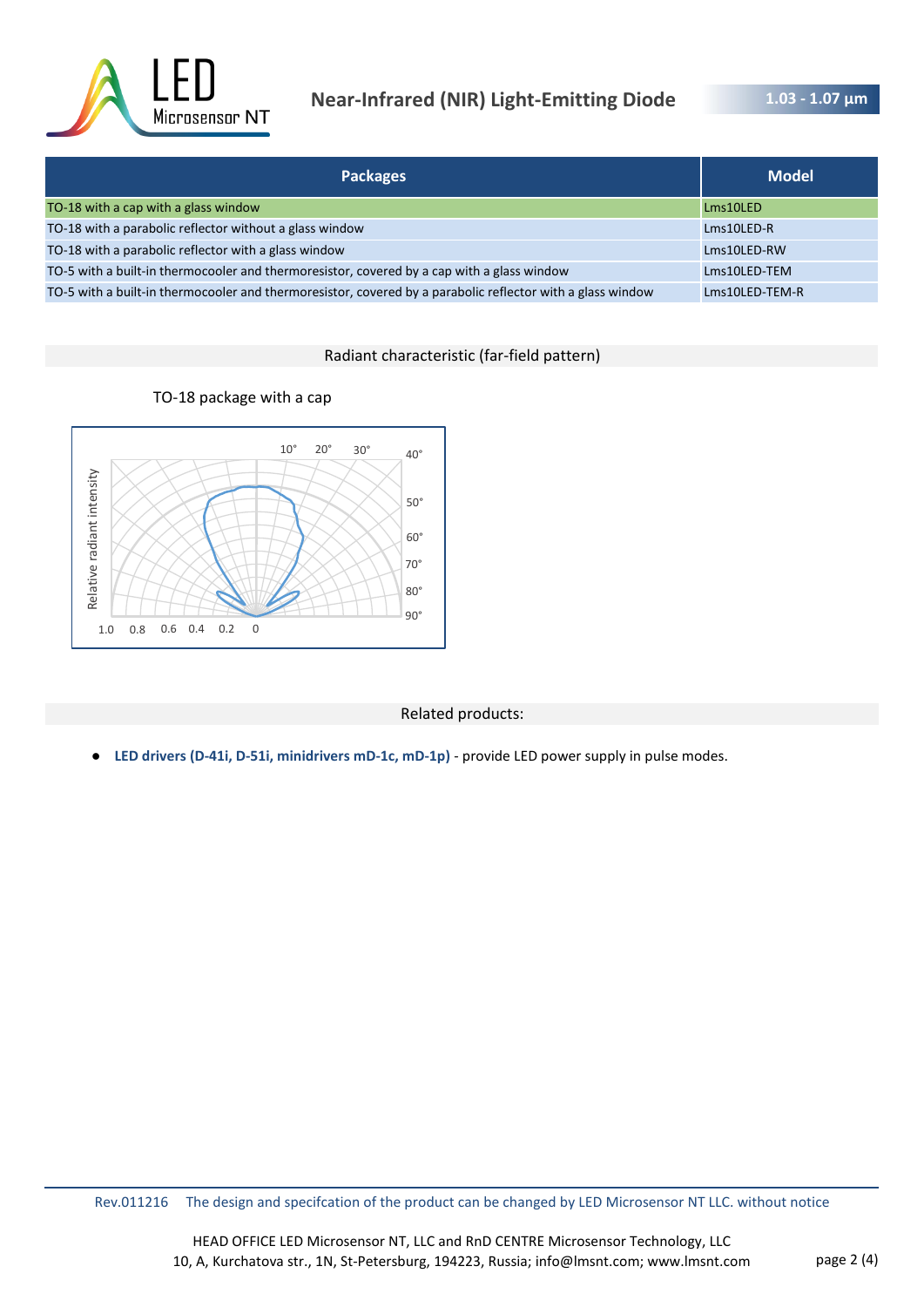| Packages | Model |
|---|---|
| TO-18 with a cap with a glass window | Lms10LED |
| TO-18 with a parabolic reflector without a glass window | Lms10LED-R |
| TO-18 with a parabolic reflector with a glass window | Lms10LED-RW |
| TO-5 with a built-in thermocooler and thermoresistor, covered by a cap with a glass window | Lms10LED-TEM |
| TO-5 with a built-in thermocooler and thermoresistor, covered by a parabolic reflector with a glass window | Lms10LED-TEM-R |

## Radiant characteristic (far-field pattern)

TO-18 package with a cap

Relative radiant intensity

10° 20° 30° 40° 50° 60° 70° 80° 90°

1.0 0.8 0.6 0.4 0.2 0

## Related products:

- **LED drivers (D-41i, D-51i, minidrivers mD-1c, mD-1p)** - provide LED power supply in pulse modes.

Rev.011216 The design and specifcation of the product can be changed by LED Microsensor NT LLC. without notice

HEAD OFFICE LED Microsensor NT, LLC and RnD CENTRE Microsensor Technology, LLC
10, A, Kurchatova str., 1N, St-Petersburg, 194223, Russia; info@lmsnt.com; www.lmsnt.com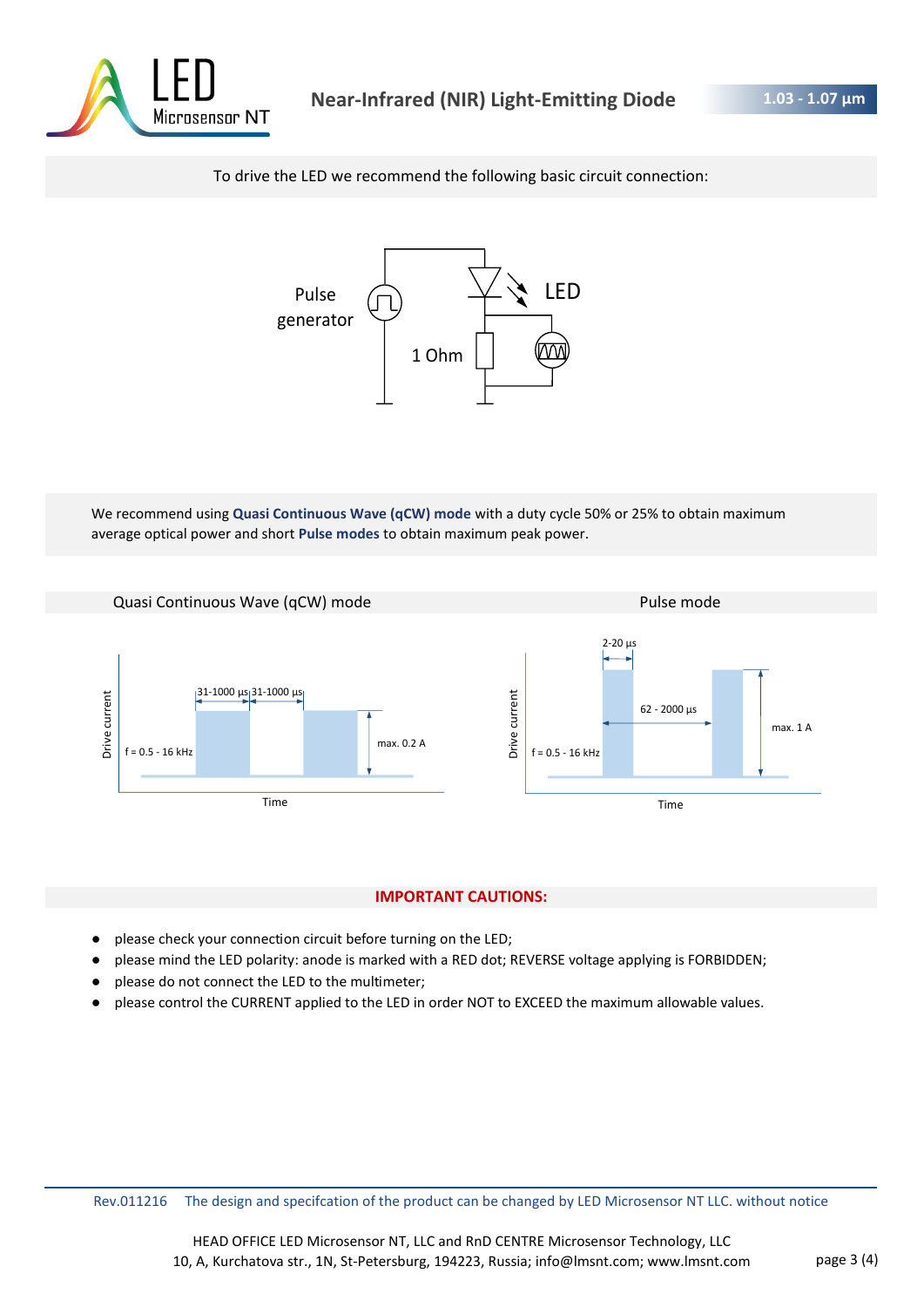To drive the LED we recommend the following basic circuit connection:

Pulse generator

LED

1 Ohm

We recommend using **Quasi Continuous Wave (qCW) mode** with a duty cycle 50% or 25% to obtain maximum average optical power and short **Pulse modes** to obtain maximum peak power.

Quasi Continuous Wave (qCW) mode

Drive current

f = 0.5 - 16 kHz

31-1000 μs

31-1000 μs

max. 0.2 A

Time

Pulse mode

Drive current

f = 0.5 - 16 kHz

2-20 μs

62 - 2000 μs

max. 1 A

Time

## IMPORTANT CAUTIONS:

- please check your connection circuit before turning on the LED;
- please mind the LED polarity: anode is marked with a RED dot; REVERSE voltage applying is FORBIDDEN;
- please do not connect the LED to the multimeter;
- please control the CURRENT applied to the LED in order NOT to EXCEED the maximum allowable values.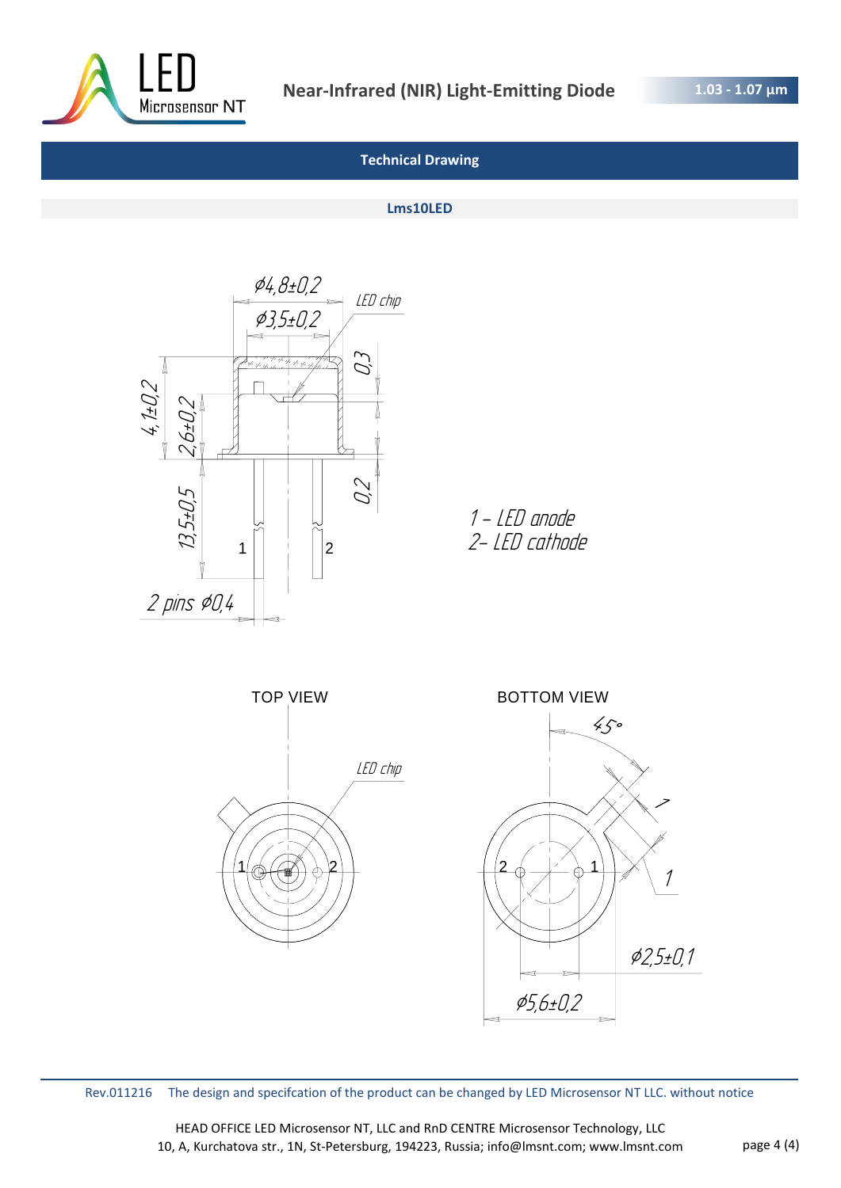## Technical Drawing

### Lms10LED

ø4,8±0,2

ø3,5±0,2

LED chip

0,3

4,1±0,2

2,6±0,2

0,2

13,5±0,5

1

2

2 pins ø0,4

1 – LED anode

2– LED cathode

TOP VIEW

LED chip

1

2

BOTTOM VIEW

45°

1

1

2

1

ø2,5±0,1

ø5,6±0,2

Rev.011216 The design and specifcation of the product can be changed by LED Microsensor NT LLC. without notice

HEAD OFFICE LED Microsensor NT, LLC and RnD CENTRE Microsensor Technology, LLC
10, A, Kurchatova str., 1N, St-Petersburg, 194223, Russia; info@lmsnt.com; www.lmsnt.com